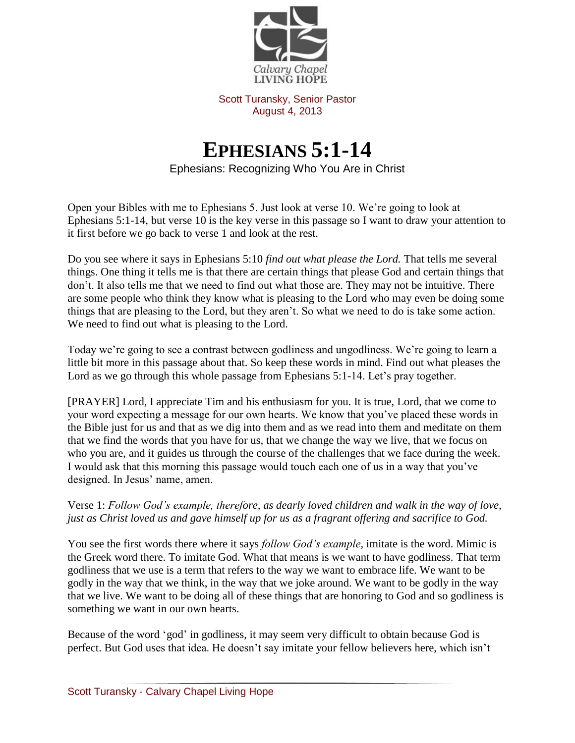Calvary Chapel
LIVING HOPE

Scott Turansky, Senior Pastor
August 4, 2013

# EPHESIANS 5:1-14

Ephesians: Recognizing Who You Are in Christ

Open your Bibles with me to Ephesians 5. Just look at verse 10. We're going to look at Ephesians 5:1-14, but verse 10 is the key verse in this passage so I want to draw your attention to it first before we go back to verse 1 and look at the rest.

Do you see where it says in Ephesians 5:10 *find out what please the Lord.* That tells me several things. One thing it tells me is that there are certain things that please God and certain things that don't. It also tells me that we need to find out what those are. They may not be intuitive. There are some people who think they know what is pleasing to the Lord who may even be doing some things that are pleasing to the Lord, but they aren't. So what we need to do is take some action. We need to find out what is pleasing to the Lord.

Today we're going to see a contrast between godliness and ungodliness. We're going to learn a little bit more in this passage about that. So keep these words in mind. Find out what pleases the Lord as we go through this whole passage from Ephesians 5:1-14. Let's pray together.

[PRAYER] Lord, I appreciate Tim and his enthusiasm for you. It is true, Lord, that we come to your word expecting a message for our own hearts. We know that you've placed these words in the Bible just for us and that as we dig into them and as we read into them and meditate on them that we find the words that you have for us, that we change the way we live, that we focus on who you are, and it guides us through the course of the challenges that we face during the week. I would ask that this morning this passage would touch each one of us in a way that you've designed. In Jesus' name, amen.

Verse 1: *Follow God's example, therefore, as dearly loved children and walk in the way of love, just as Christ loved us and gave himself up for us as a fragrant offering and sacrifice to God.*

You see the first words there where it says *follow God's example*, imitate is the word. Mimic is the Greek word there. To imitate God. What that means is we want to have godliness. That term godliness that we use is a term that refers to the way we want to embrace life. We want to be godly in the way that we think, in the way that we joke around. We want to be godly in the way that we live. We want to be doing all of these things that are honoring to God and so godliness is something we want in our own hearts.

Because of the word 'god' in godliness, it may seem very difficult to obtain because God is perfect. But God uses that idea. He doesn't say imitate your fellow believers here, which isn't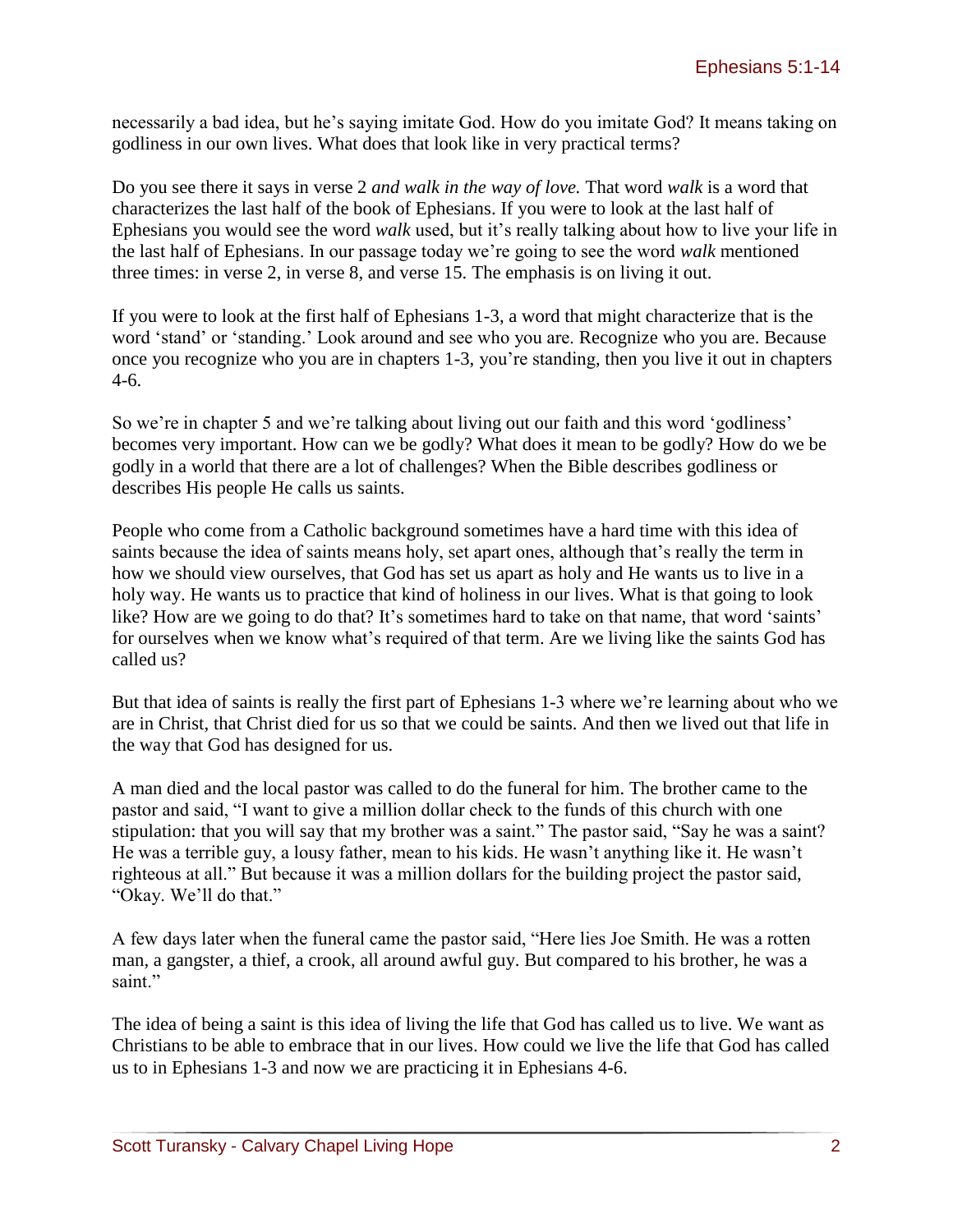necessarily a bad idea, but he's saying imitate God. How do you imitate God? It means taking on godliness in our own lives. What does that look like in very practical terms?

Do you see there it says in verse 2 *and walk in the way of love.* That word *walk* is a word that characterizes the last half of the book of Ephesians. If you were to look at the last half of Ephesians you would see the word *walk* used, but it's really talking about how to live your life in the last half of Ephesians. In our passage today we're going to see the word *walk* mentioned three times: in verse 2, in verse 8, and verse 15. The emphasis is on living it out.

If you were to look at the first half of Ephesians 1-3, a word that might characterize that is the word 'stand' or 'standing.' Look around and see who you are. Recognize who you are. Because once you recognize who you are in chapters 1-3, you're standing, then you live it out in chapters 4-6.

So we're in chapter 5 and we're talking about living out our faith and this word 'godliness' becomes very important. How can we be godly? What does it mean to be godly? How do we be godly in a world that there are a lot of challenges? When the Bible describes godliness or describes His people He calls us saints.

People who come from a Catholic background sometimes have a hard time with this idea of saints because the idea of saints means holy, set apart ones, although that's really the term in how we should view ourselves, that God has set us apart as holy and He wants us to live in a holy way. He wants us to practice that kind of holiness in our lives. What is that going to look like? How are we going to do that? It's sometimes hard to take on that name, that word 'saints' for ourselves when we know what's required of that term. Are we living like the saints God has called us?

But that idea of saints is really the first part of Ephesians 1-3 where we're learning about who we are in Christ, that Christ died for us so that we could be saints. And then we lived out that life in the way that God has designed for us.

A man died and the local pastor was called to do the funeral for him. The brother came to the pastor and said, "I want to give a million dollar check to the funds of this church with one stipulation: that you will say that my brother was a saint." The pastor said, "Say he was a saint? He was a terrible guy, a lousy father, mean to his kids. He wasn't anything like it. He wasn't righteous at all." But because it was a million dollars for the building project the pastor said, "Okay. We'll do that."

A few days later when the funeral came the pastor said, "Here lies Joe Smith. He was a rotten man, a gangster, a thief, a crook, all around awful guy. But compared to his brother, he was a saint."

The idea of being a saint is this idea of living the life that God has called us to live. We want as Christians to be able to embrace that in our lives. How could we live the life that God has called us to in Ephesians 1-3 and now we are practicing it in Ephesians 4-6.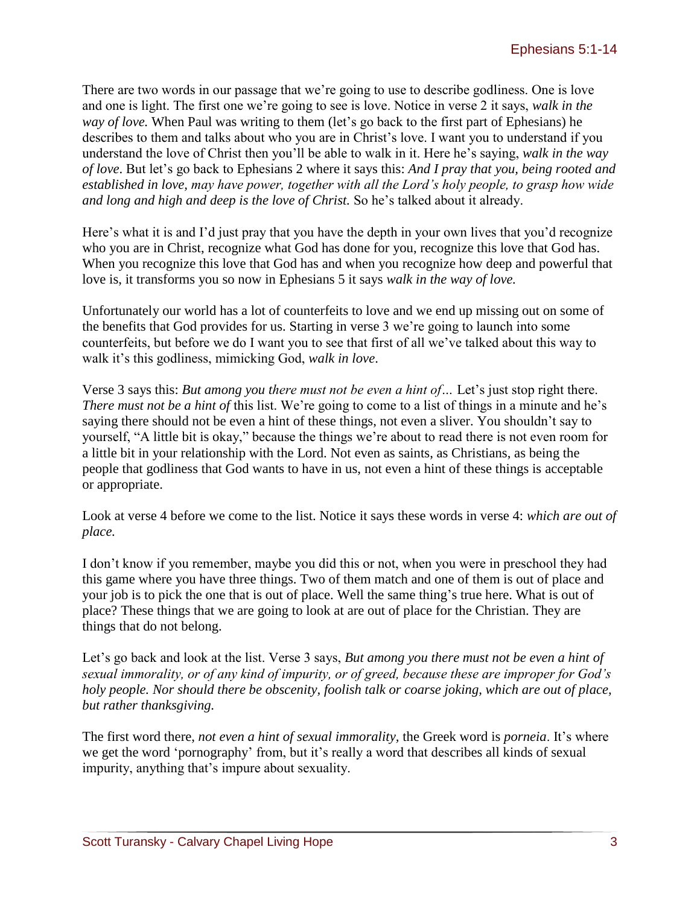There are two words in our passage that we're going to use to describe godliness. One is love and one is light. The first one we're going to see is love. Notice in verse 2 it says, *walk in the way of love.* When Paul was writing to them (let's go back to the first part of Ephesians) he describes to them and talks about who you are in Christ's love. I want you to understand if you understand the love of Christ then you'll be able to walk in it. Here he's saying, *walk in the way of love*. But let's go back to Ephesians 2 where it says this: *And I pray that you, being rooted and established in love, may have power, together with all the Lord's holy people, to grasp how wide and long and high and deep is the love of Christ.* So he's talked about it already.

Here's what it is and I'd just pray that you have the depth in your own lives that you'd recognize who you are in Christ, recognize what God has done for you, recognize this love that God has. When you recognize this love that God has and when you recognize how deep and powerful that love is, it transforms you so now in Ephesians 5 it says *walk in the way of love.*

Unfortunately our world has a lot of counterfeits to love and we end up missing out on some of the benefits that God provides for us. Starting in verse 3 we're going to launch into some counterfeits, but before we do I want you to see that first of all we've talked about this way to walk it's this godliness, mimicking God, *walk in love*.

Verse 3 says this: *But among you there must not be even a hint of…* Let's just stop right there. *There must not be a hint of* this list. We're going to come to a list of things in a minute and he's saying there should not be even a hint of these things, not even a sliver. You shouldn't say to yourself, "A little bit is okay," because the things we're about to read there is not even room for a little bit in your relationship with the Lord. Not even as saints, as Christians, as being the people that godliness that God wants to have in us, not even a hint of these things is acceptable or appropriate.

Look at verse 4 before we come to the list. Notice it says these words in verse 4: *which are out of place.*

I don't know if you remember, maybe you did this or not, when you were in preschool they had this game where you have three things. Two of them match and one of them is out of place and your job is to pick the one that is out of place. Well the same thing's true here. What is out of place? These things that we are going to look at are out of place for the Christian. They are things that do not belong.

Let's go back and look at the list. Verse 3 says, *But among you there must not be even a hint of sexual immorality, or of any kind of impurity, or of greed, because these are improper for God's holy people. Nor should there be obscenity, foolish talk or coarse joking, which are out of place, but rather thanksgiving.*

The first word there, *not even a hint of sexual immorality,* the Greek word is *porneia*. It's where we get the word 'pornography' from, but it's really a word that describes all kinds of sexual impurity, anything that's impure about sexuality.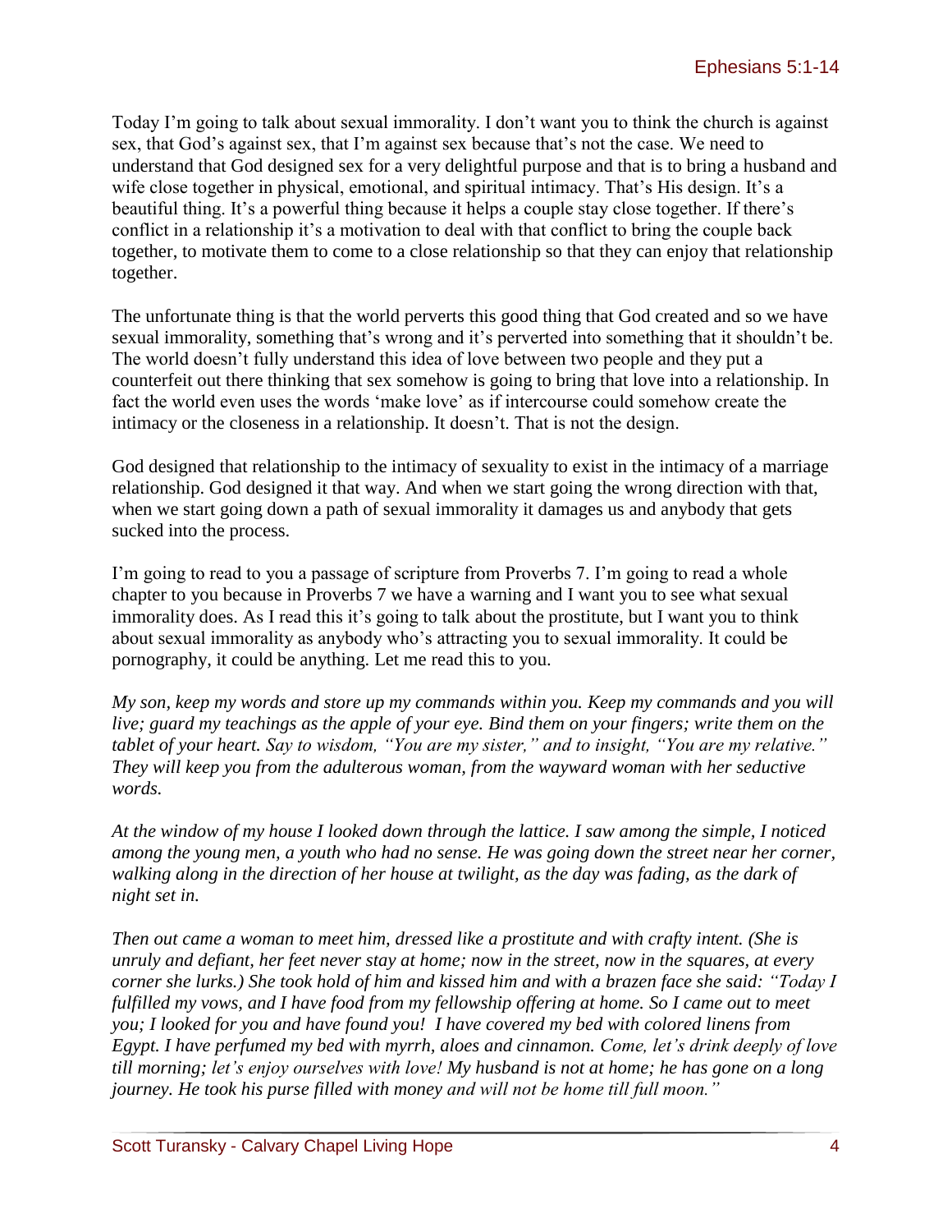Today I'm going to talk about sexual immorality. I don't want you to think the church is against sex, that God's against sex, that I'm against sex because that's not the case. We need to understand that God designed sex for a very delightful purpose and that is to bring a husband and wife close together in physical, emotional, and spiritual intimacy. That's His design. It's a beautiful thing. It's a powerful thing because it helps a couple stay close together. If there's conflict in a relationship it's a motivation to deal with that conflict to bring the couple back together, to motivate them to come to a close relationship so that they can enjoy that relationship together.

The unfortunate thing is that the world perverts this good thing that God created and so we have sexual immorality, something that's wrong and it's perverted into something that it shouldn't be. The world doesn't fully understand this idea of love between two people and they put a counterfeit out there thinking that sex somehow is going to bring that love into a relationship. In fact the world even uses the words 'make love' as if intercourse could somehow create the intimacy or the closeness in a relationship. It doesn't. That is not the design.

God designed that relationship to the intimacy of sexuality to exist in the intimacy of a marriage relationship. God designed it that way. And when we start going the wrong direction with that, when we start going down a path of sexual immorality it damages us and anybody that gets sucked into the process.

I'm going to read to you a passage of scripture from Proverbs 7. I'm going to read a whole chapter to you because in Proverbs 7 we have a warning and I want you to see what sexual immorality does. As I read this it's going to talk about the prostitute, but I want you to think about sexual immorality as anybody who's attracting you to sexual immorality. It could be pornography, it could be anything. Let me read this to you.

*My son, keep my words and store up my commands within you. Keep my commands and you will live; guard my teachings as the apple of your eye. Bind them on your fingers; write them on the tablet of your heart. Say to wisdom, "You are my sister," and to insight, "You are my relative." They will keep you from the adulterous woman, from the wayward woman with her seductive words.*

*At the window of my house I looked down through the lattice. I saw among the simple, I noticed among the young men, a youth who had no sense. He was going down the street near her corner, walking along in the direction of her house at twilight, as the day was fading, as the dark of night set in.*

*Then out came a woman to meet him, dressed like a prostitute and with crafty intent. (She is unruly and defiant, her feet never stay at home; now in the street, now in the squares, at every corner she lurks.) She took hold of him and kissed him and with a brazen face she said: "Today I fulfilled my vows, and I have food from my fellowship offering at home. So I came out to meet you; I looked for you and have found you! I have covered my bed with colored linens from Egypt. I have perfumed my bed with myrrh, aloes and cinnamon. Come, let's drink deeply of love till morning; let's enjoy ourselves with love! My husband is not at home; he has gone on a long journey. He took his purse filled with money and will not be home till full moon."*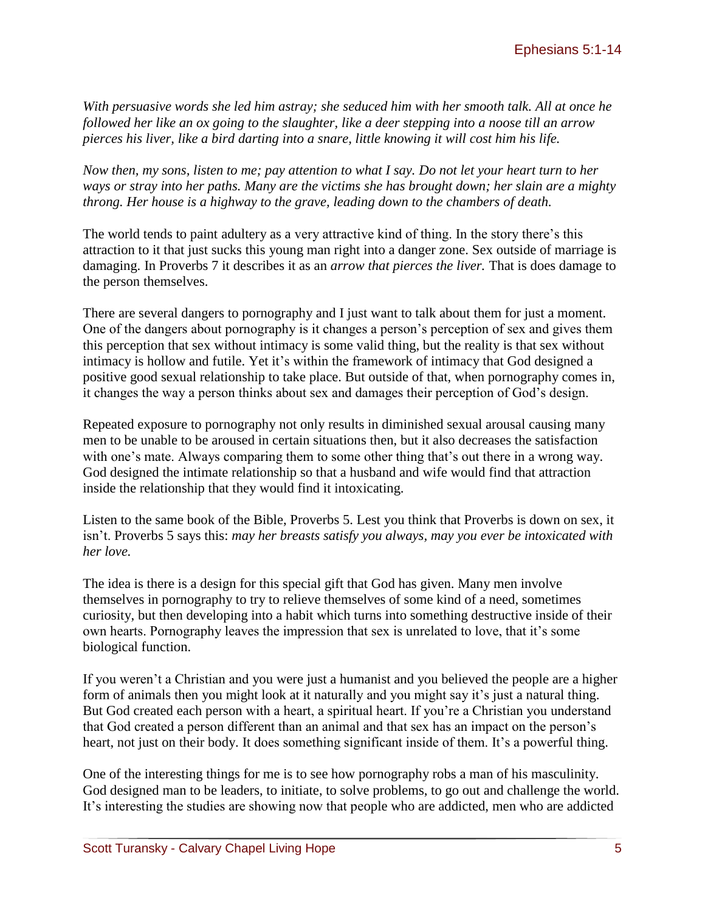*With persuasive words she led him astray; she seduced him with her smooth talk. All at once he followed her like an ox going to the slaughter, like a deer stepping into a noose till an arrow pierces his liver, like a bird darting into a snare, little knowing it will cost him his life.*

*Now then, my sons, listen to me; pay attention to what I say. Do not let your heart turn to her ways or stray into her paths. Many are the victims she has brought down; her slain are a mighty throng. Her house is a highway to the grave, leading down to the chambers of death.*

The world tends to paint adultery as a very attractive kind of thing. In the story there's this attraction to it that just sucks this young man right into a danger zone. Sex outside of marriage is damaging. In Proverbs 7 it describes it as an *arrow that pierces the liver.* That is does damage to the person themselves.

There are several dangers to pornography and I just want to talk about them for just a moment. One of the dangers about pornography is it changes a person's perception of sex and gives them this perception that sex without intimacy is some valid thing, but the reality is that sex without intimacy is hollow and futile. Yet it's within the framework of intimacy that God designed a positive good sexual relationship to take place. But outside of that, when pornography comes in, it changes the way a person thinks about sex and damages their perception of God's design.

Repeated exposure to pornography not only results in diminished sexual arousal causing many men to be unable to be aroused in certain situations then, but it also decreases the satisfaction with one's mate. Always comparing them to some other thing that's out there in a wrong way. God designed the intimate relationship so that a husband and wife would find that attraction inside the relationship that they would find it intoxicating.

Listen to the same book of the Bible, Proverbs 5. Lest you think that Proverbs is down on sex, it isn't. Proverbs 5 says this: *may her breasts satisfy you always, may you ever be intoxicated with her love.*

The idea is there is a design for this special gift that God has given. Many men involve themselves in pornography to try to relieve themselves of some kind of a need, sometimes curiosity, but then developing into a habit which turns into something destructive inside of their own hearts. Pornography leaves the impression that sex is unrelated to love, that it's some biological function.

If you weren't a Christian and you were just a humanist and you believed the people are a higher form of animals then you might look at it naturally and you might say it's just a natural thing. But God created each person with a heart, a spiritual heart. If you're a Christian you understand that God created a person different than an animal and that sex has an impact on the person's heart, not just on their body. It does something significant inside of them. It's a powerful thing.

One of the interesting things for me is to see how pornography robs a man of his masculinity. God designed man to be leaders, to initiate, to solve problems, to go out and challenge the world. It's interesting the studies are showing now that people who are addicted, men who are addicted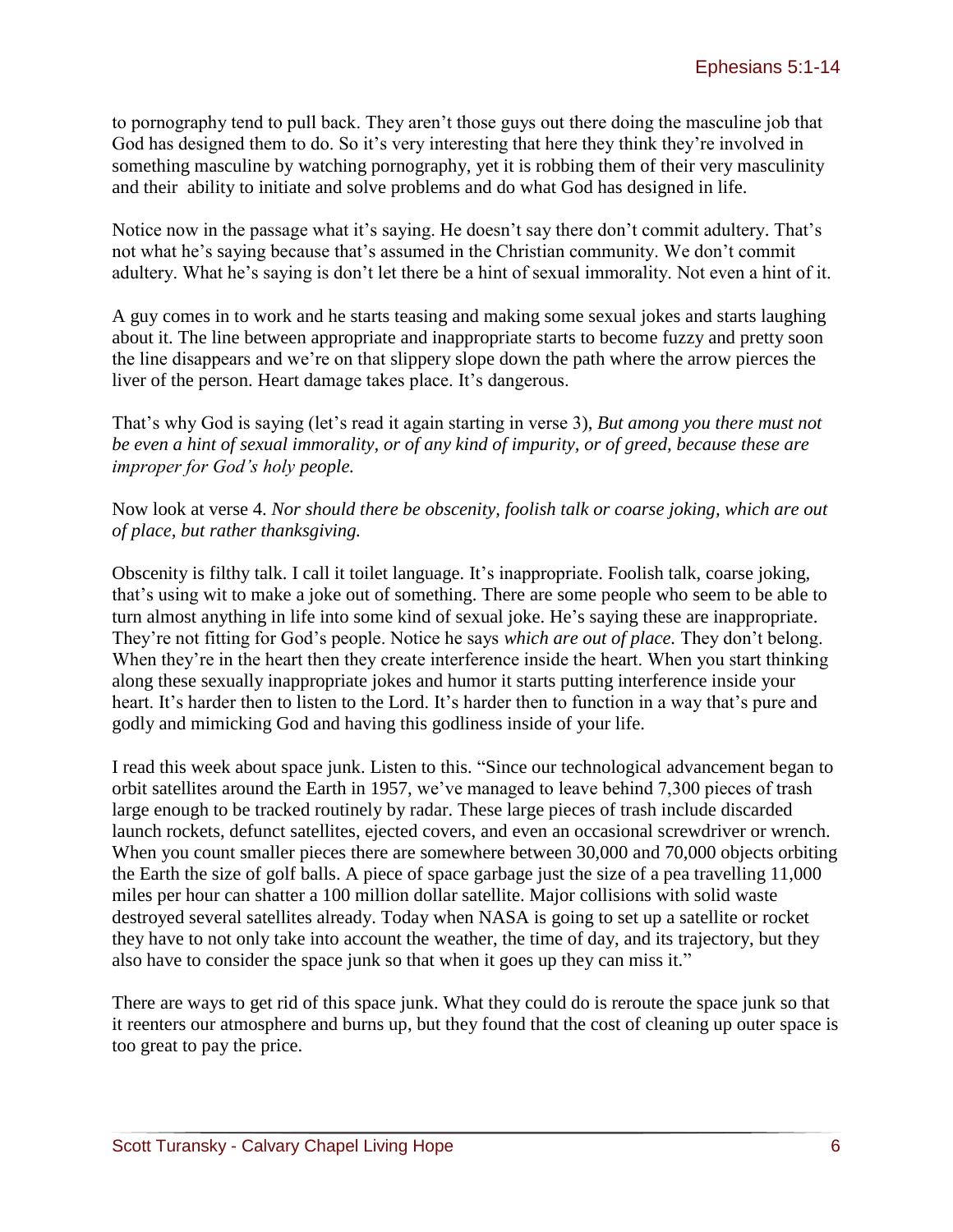to pornography tend to pull back. They aren't those guys out there doing the masculine job that God has designed them to do. So it's very interesting that here they think they're involved in something masculine by watching pornography, yet it is robbing them of their very masculinity and their ability to initiate and solve problems and do what God has designed in life.

Notice now in the passage what it's saying. He doesn't say there don't commit adultery. That's not what he's saying because that's assumed in the Christian community. We don't commit adultery. What he's saying is don't let there be a hint of sexual immorality. Not even a hint of it.

A guy comes in to work and he starts teasing and making some sexual jokes and starts laughing about it. The line between appropriate and inappropriate starts to become fuzzy and pretty soon the line disappears and we're on that slippery slope down the path where the arrow pierces the liver of the person. Heart damage takes place. It's dangerous.

That's why God is saying (let's read it again starting in verse 3), *But among you there must not be even a hint of sexual immorality, or of any kind of impurity, or of greed, because these are improper for God's holy people.*

Now look at verse 4. *Nor should there be obscenity, foolish talk or coarse joking, which are out of place, but rather thanksgiving.*

Obscenity is filthy talk. I call it toilet language. It's inappropriate. Foolish talk, coarse joking, that's using wit to make a joke out of something. There are some people who seem to be able to turn almost anything in life into some kind of sexual joke. He's saying these are inappropriate. They're not fitting for God's people. Notice he says *which are out of place.* They don't belong. When they're in the heart then they create interference inside the heart. When you start thinking along these sexually inappropriate jokes and humor it starts putting interference inside your heart. It's harder then to listen to the Lord. It's harder then to function in a way that's pure and godly and mimicking God and having this godliness inside of your life.

I read this week about space junk. Listen to this. "Since our technological advancement began to orbit satellites around the Earth in 1957, we've managed to leave behind 7,300 pieces of trash large enough to be tracked routinely by radar. These large pieces of trash include discarded launch rockets, defunct satellites, ejected covers, and even an occasional screwdriver or wrench. When you count smaller pieces there are somewhere between 30,000 and 70,000 objects orbiting the Earth the size of golf balls. A piece of space garbage just the size of a pea travelling 11,000 miles per hour can shatter a 100 million dollar satellite. Major collisions with solid waste destroyed several satellites already. Today when NASA is going to set up a satellite or rocket they have to not only take into account the weather, the time of day, and its trajectory, but they also have to consider the space junk so that when it goes up they can miss it."

There are ways to get rid of this space junk. What they could do is reroute the space junk so that it reenters our atmosphere and burns up, but they found that the cost of cleaning up outer space is too great to pay the price.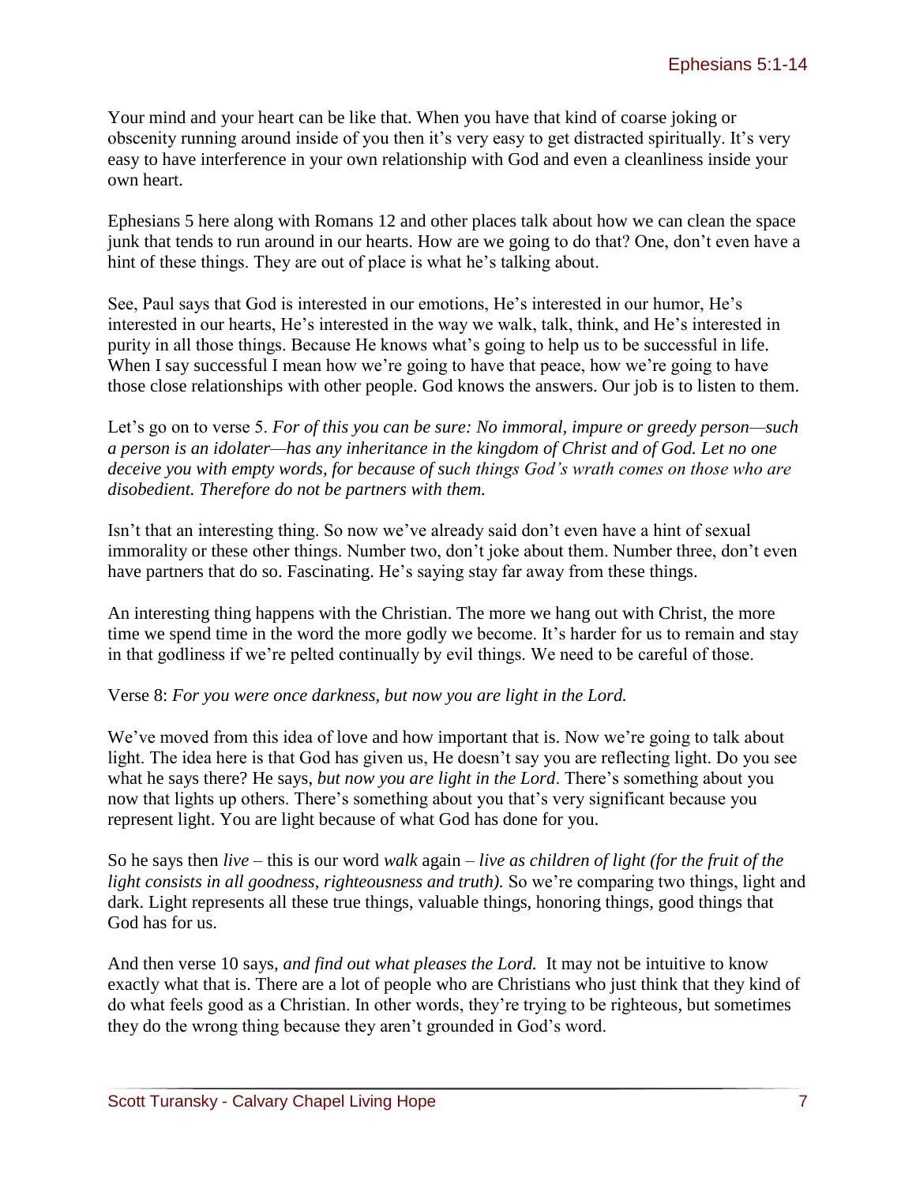Your mind and your heart can be like that. When you have that kind of coarse joking or obscenity running around inside of you then it's very easy to get distracted spiritually. It's very easy to have interference in your own relationship with God and even a cleanliness inside your own heart.

Ephesians 5 here along with Romans 12 and other places talk about how we can clean the space junk that tends to run around in our hearts. How are we going to do that? One, don't even have a hint of these things. They are out of place is what he's talking about.

See, Paul says that God is interested in our emotions, He's interested in our humor, He's interested in our hearts, He's interested in the way we walk, talk, think, and He's interested in purity in all those things. Because He knows what's going to help us to be successful in life. When I say successful I mean how we're going to have that peace, how we're going to have those close relationships with other people. God knows the answers. Our job is to listen to them.

Let's go on to verse 5. *For of this you can be sure: No immoral, impure or greedy person—such a person is an idolater—has any inheritance in the kingdom of Christ and of God. Let no one deceive you with empty words, for because of such things God's wrath comes on those who are disobedient. Therefore do not be partners with them.*

Isn't that an interesting thing. So now we've already said don't even have a hint of sexual immorality or these other things. Number two, don't joke about them. Number three, don't even have partners that do so. Fascinating. He's saying stay far away from these things.

An interesting thing happens with the Christian. The more we hang out with Christ, the more time we spend time in the word the more godly we become. It's harder for us to remain and stay in that godliness if we're pelted continually by evil things. We need to be careful of those.

Verse 8: *For you were once darkness, but now you are light in the Lord.*

We've moved from this idea of love and how important that is. Now we're going to talk about light. The idea here is that God has given us, He doesn't say you are reflecting light. Do you see what he says there? He says, *but now you are light in the Lord*. There's something about you now that lights up others. There's something about you that's very significant because you represent light. You are light because of what God has done for you.

So he says then *live* – this is our word *walk* again – *live as children of light (for the fruit of the light consists in all goodness, righteousness and truth).* So we're comparing two things, light and dark. Light represents all these true things, valuable things, honoring things, good things that God has for us.

And then verse 10 says, *and find out what pleases the Lord.* It may not be intuitive to know exactly what that is. There are a lot of people who are Christians who just think that they kind of do what feels good as a Christian. In other words, they're trying to be righteous, but sometimes they do the wrong thing because they aren't grounded in God's word.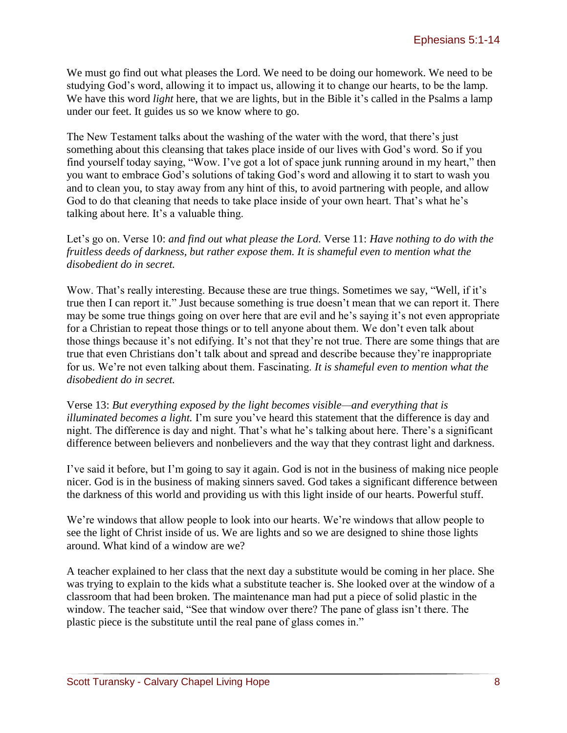We must go find out what pleases the Lord. We need to be doing our homework. We need to be studying God's word, allowing it to impact us, allowing it to change our hearts, to be the lamp. We have this word *light* here, that we are lights, but in the Bible it's called in the Psalms a lamp under our feet. It guides us so we know where to go.

The New Testament talks about the washing of the water with the word, that there's just something about this cleansing that takes place inside of our lives with God's word. So if you find yourself today saying, "Wow. I've got a lot of space junk running around in my heart," then you want to embrace God's solutions of taking God's word and allowing it to start to wash you and to clean you, to stay away from any hint of this, to avoid partnering with people, and allow God to do that cleaning that needs to take place inside of your own heart. That's what he's talking about here. It's a valuable thing.

Let's go on. Verse 10: *and find out what please the Lord.* Verse 11: *Have nothing to do with the fruitless deeds of darkness, but rather expose them. It is shameful even to mention what the disobedient do in secret.*

Wow. That's really interesting. Because these are true things. Sometimes we say, "Well, if it's true then I can report it." Just because something is true doesn't mean that we can report it. There may be some true things going on over here that are evil and he's saying it's not even appropriate for a Christian to repeat those things or to tell anyone about them. We don't even talk about those things because it's not edifying. It's not that they're not true. There are some things that are true that even Christians don't talk about and spread and describe because they're inappropriate for us. We're not even talking about them. Fascinating. *It is shameful even to mention what the disobedient do in secret.*

Verse 13: *But everything exposed by the light becomes visible—and everything that is illuminated becomes a light.* I'm sure you've heard this statement that the difference is day and night. The difference is day and night. That's what he's talking about here. There's a significant difference between believers and nonbelievers and the way that they contrast light and darkness.

I've said it before, but I'm going to say it again. God is not in the business of making nice people nicer. God is in the business of making sinners saved. God takes a significant difference between the darkness of this world and providing us with this light inside of our hearts. Powerful stuff.

We're windows that allow people to look into our hearts. We're windows that allow people to see the light of Christ inside of us. We are lights and so we are designed to shine those lights around. What kind of a window are we?

A teacher explained to her class that the next day a substitute would be coming in her place. She was trying to explain to the kids what a substitute teacher is. She looked over at the window of a classroom that had been broken. The maintenance man had put a piece of solid plastic in the window. The teacher said, "See that window over there? The pane of glass isn't there. The plastic piece is the substitute until the real pane of glass comes in."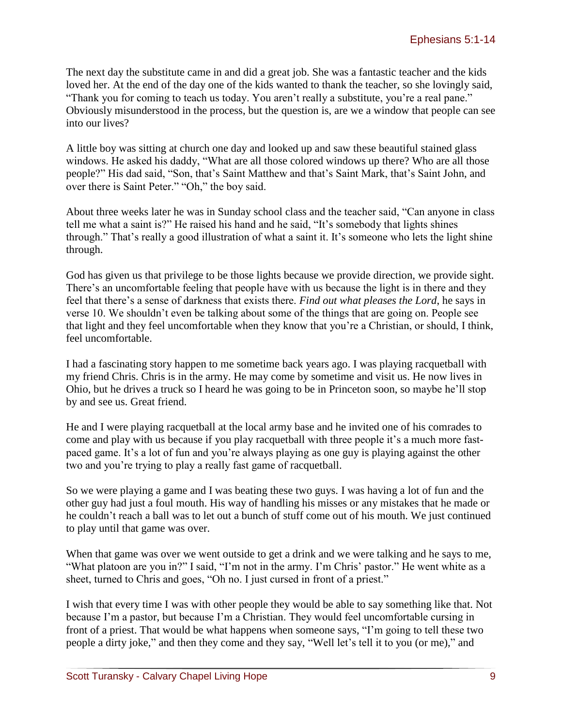The next day the substitute came in and did a great job. She was a fantastic teacher and the kids loved her. At the end of the day one of the kids wanted to thank the teacher, so she lovingly said, "Thank you for coming to teach us today. You aren't really a substitute, you're a real pane." Obviously misunderstood in the process, but the question is, are we a window that people can see into our lives?

A little boy was sitting at church one day and looked up and saw these beautiful stained glass windows. He asked his daddy, "What are all those colored windows up there? Who are all those people?" His dad said, "Son, that's Saint Matthew and that's Saint Mark, that's Saint John, and over there is Saint Peter." "Oh," the boy said.

About three weeks later he was in Sunday school class and the teacher said, "Can anyone in class tell me what a saint is?" He raised his hand and he said, "It's somebody that lights shines through." That's really a good illustration of what a saint it. It's someone who lets the light shine through.

God has given us that privilege to be those lights because we provide direction, we provide sight. There's an uncomfortable feeling that people have with us because the light is in there and they feel that there's a sense of darkness that exists there. *Find out what pleases the Lord,* he says in verse 10. We shouldn't even be talking about some of the things that are going on. People see that light and they feel uncomfortable when they know that you're a Christian, or should, I think, feel uncomfortable.

I had a fascinating story happen to me sometime back years ago. I was playing racquetball with my friend Chris. Chris is in the army. He may come by sometime and visit us. He now lives in Ohio, but he drives a truck so I heard he was going to be in Princeton soon, so maybe he'll stop by and see us. Great friend.

He and I were playing racquetball at the local army base and he invited one of his comrades to come and play with us because if you play racquetball with three people it's a much more fast-paced game. It's a lot of fun and you're always playing as one guy is playing against the other two and you're trying to play a really fast game of racquetball.

So we were playing a game and I was beating these two guys. I was having a lot of fun and the other guy had just a foul mouth. His way of handling his misses or any mistakes that he made or he couldn't reach a ball was to let out a bunch of stuff come out of his mouth. We just continued to play until that game was over.

When that game was over we went outside to get a drink and we were talking and he says to me, "What platoon are you in?" I said, "I'm not in the army. I'm Chris' pastor." He went white as a sheet, turned to Chris and goes, "Oh no. I just cursed in front of a priest."

I wish that every time I was with other people they would be able to say something like that. Not because I'm a pastor, but because I'm a Christian. They would feel uncomfortable cursing in front of a priest. That would be what happens when someone says, "I'm going to tell these two people a dirty joke," and then they come and they say, "Well let's tell it to you (or me)," and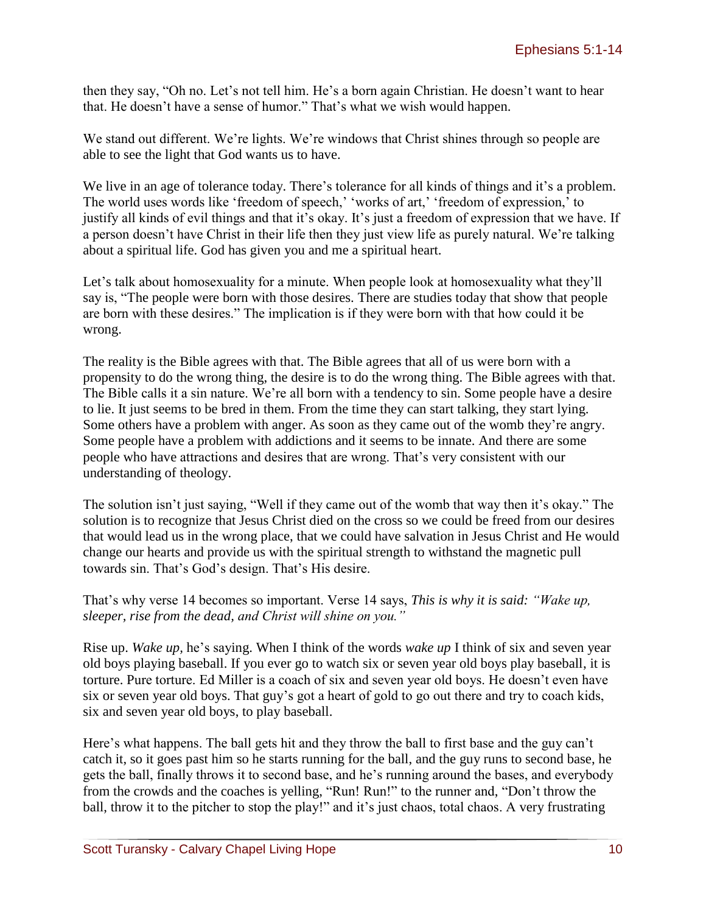then they say, "Oh no. Let's not tell him. He's a born again Christian. He doesn't want to hear that. He doesn't have a sense of humor." That's what we wish would happen.

We stand out different. We're lights. We're windows that Christ shines through so people are able to see the light that God wants us to have.

We live in an age of tolerance today. There's tolerance for all kinds of things and it's a problem. The world uses words like 'freedom of speech,' 'works of art,' 'freedom of expression,' to justify all kinds of evil things and that it's okay. It's just a freedom of expression that we have. If a person doesn't have Christ in their life then they just view life as purely natural. We're talking about a spiritual life. God has given you and me a spiritual heart.

Let's talk about homosexuality for a minute. When people look at homosexuality what they'll say is, "The people were born with those desires. There are studies today that show that people are born with these desires." The implication is if they were born with that how could it be wrong.

The reality is the Bible agrees with that. The Bible agrees that all of us were born with a propensity to do the wrong thing, the desire is to do the wrong thing. The Bible agrees with that. The Bible calls it a sin nature. We're all born with a tendency to sin. Some people have a desire to lie. It just seems to be bred in them. From the time they can start talking, they start lying. Some others have a problem with anger. As soon as they came out of the womb they're angry. Some people have a problem with addictions and it seems to be innate. And there are some people who have attractions and desires that are wrong. That's very consistent with our understanding of theology.

The solution isn't just saying, "Well if they came out of the womb that way then it's okay." The solution is to recognize that Jesus Christ died on the cross so we could be freed from our desires that would lead us in the wrong place, that we could have salvation in Jesus Christ and He would change our hearts and provide us with the spiritual strength to withstand the magnetic pull towards sin. That's God's design. That's His desire.

That's why verse 14 becomes so important. Verse 14 says, *This is why it is said: "Wake up, sleeper, rise from the dead, and Christ will shine on you."*

Rise up. *Wake up,* he's saying. When I think of the words *wake up* I think of six and seven year old boys playing baseball. If you ever go to watch six or seven year old boys play baseball, it is torture. Pure torture. Ed Miller is a coach of six and seven year old boys. He doesn't even have six or seven year old boys. That guy's got a heart of gold to go out there and try to coach kids, six and seven year old boys, to play baseball.

Here's what happens. The ball gets hit and they throw the ball to first base and the guy can't catch it, so it goes past him so he starts running for the ball, and the guy runs to second base, he gets the ball, finally throws it to second base, and he's running around the bases, and everybody from the crowds and the coaches is yelling, "Run! Run!" to the runner and, "Don't throw the ball, throw it to the pitcher to stop the play!" and it's just chaos, total chaos. A very frustrating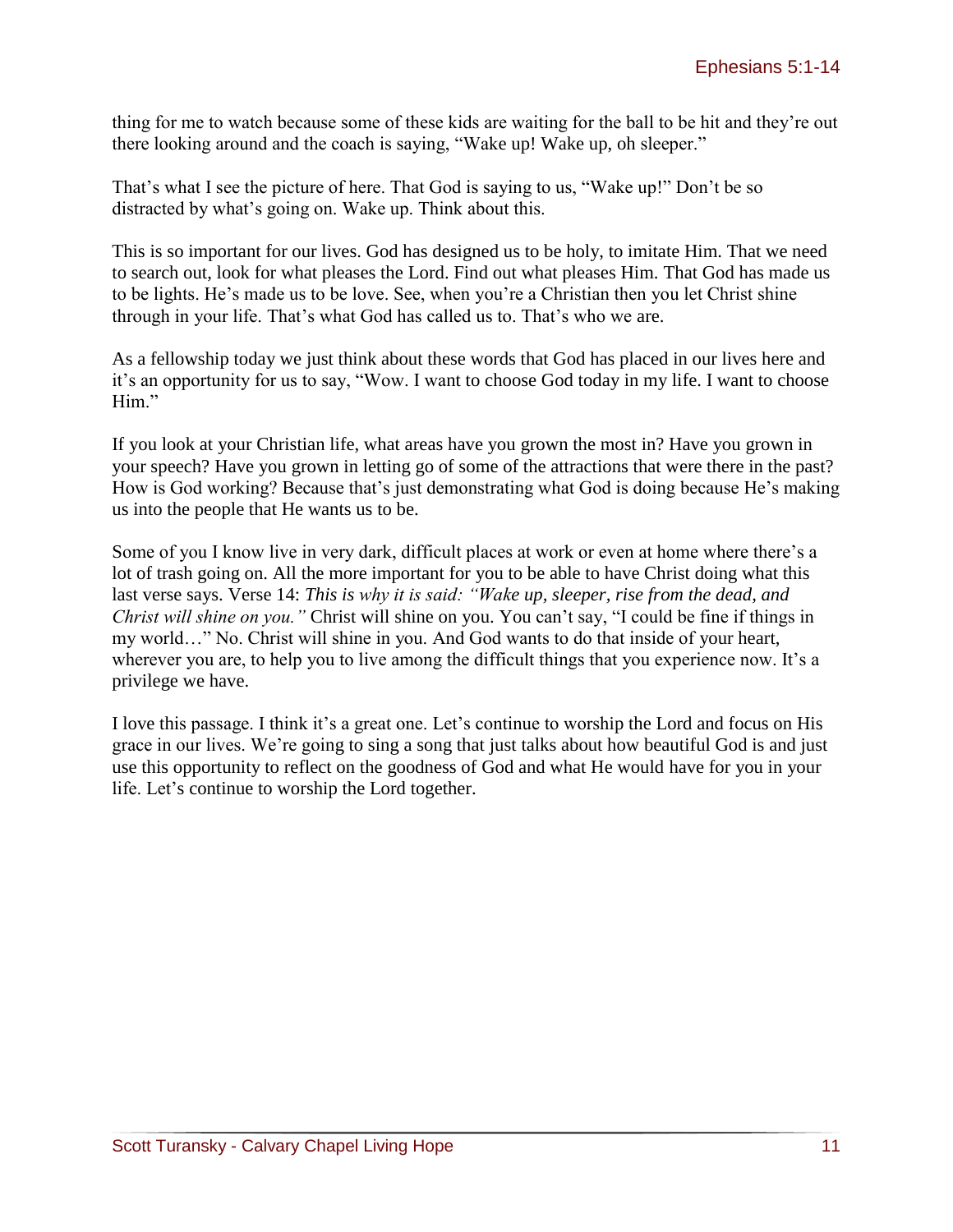thing for me to watch because some of these kids are waiting for the ball to be hit and they're out there looking around and the coach is saying, "Wake up! Wake up, oh sleeper."

That's what I see the picture of here. That God is saying to us, "Wake up!" Don't be so distracted by what's going on. Wake up. Think about this.

This is so important for our lives. God has designed us to be holy, to imitate Him. That we need to search out, look for what pleases the Lord. Find out what pleases Him. That God has made us to be lights. He's made us to be love. See, when you're a Christian then you let Christ shine through in your life. That's what God has called us to. That's who we are.

As a fellowship today we just think about these words that God has placed in our lives here and it's an opportunity for us to say, "Wow. I want to choose God today in my life. I want to choose Him."

If you look at your Christian life, what areas have you grown the most in? Have you grown in your speech? Have you grown in letting go of some of the attractions that were there in the past? How is God working? Because that's just demonstrating what God is doing because He's making us into the people that He wants us to be.

Some of you I know live in very dark, difficult places at work or even at home where there's a lot of trash going on. All the more important for you to be able to have Christ doing what this last verse says. Verse 14: *This is why it is said: "Wake up, sleeper, rise from the dead, and Christ will shine on you."* Christ will shine on you. You can't say, "I could be fine if things in my world…" No. Christ will shine in you. And God wants to do that inside of your heart, wherever you are, to help you to live among the difficult things that you experience now. It's a privilege we have.

I love this passage. I think it's a great one. Let's continue to worship the Lord and focus on His grace in our lives. We're going to sing a song that just talks about how beautiful God is and just use this opportunity to reflect on the goodness of God and what He would have for you in your life. Let's continue to worship the Lord together.